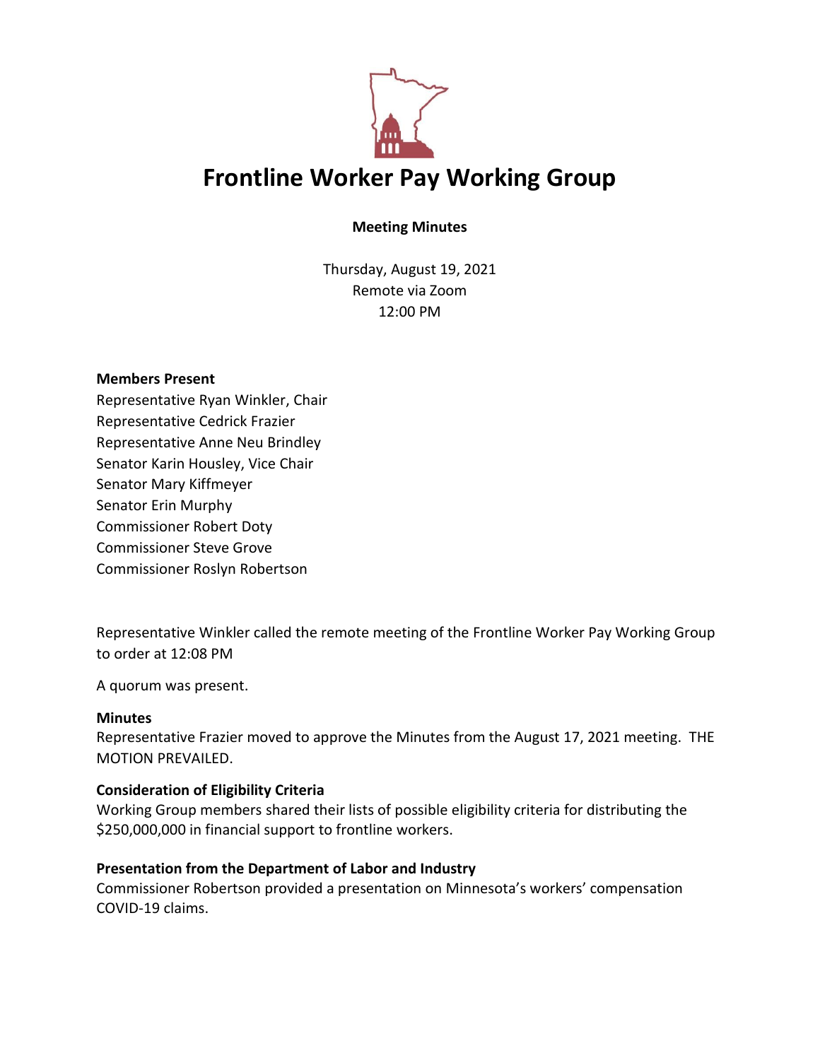# Frontline Worker Pay Working Group

**Meeting Minutes**

Thursday, August 19, 2021
Remote via Zoom
12:00 PM

**Members Present**
Representative Ryan Winkler, Chair
Representative Cedrick Frazier
Representative Anne Neu Brindley
Senator Karin Housley, Vice Chair
Senator Mary Kiffmeyer
Senator Erin Murphy
Commissioner Robert Doty
Commissioner Steve Grove
Commissioner Roslyn Robertson

Representative Winkler called the remote meeting of the Frontline Worker Pay Working Group to order at 12:08 PM

A quorum was present.

**Minutes**
Representative Frazier moved to approve the Minutes from the August 17, 2021 meeting. THE MOTION PREVAILED.

**Consideration of Eligibility Criteria**
Working Group members shared their lists of possible eligibility criteria for distributing the $250,000,000 in financial support to frontline workers.

**Presentation from the Department of Labor and Industry**
Commissioner Robertson provided a presentation on Minnesota's workers' compensation COVID-19 claims.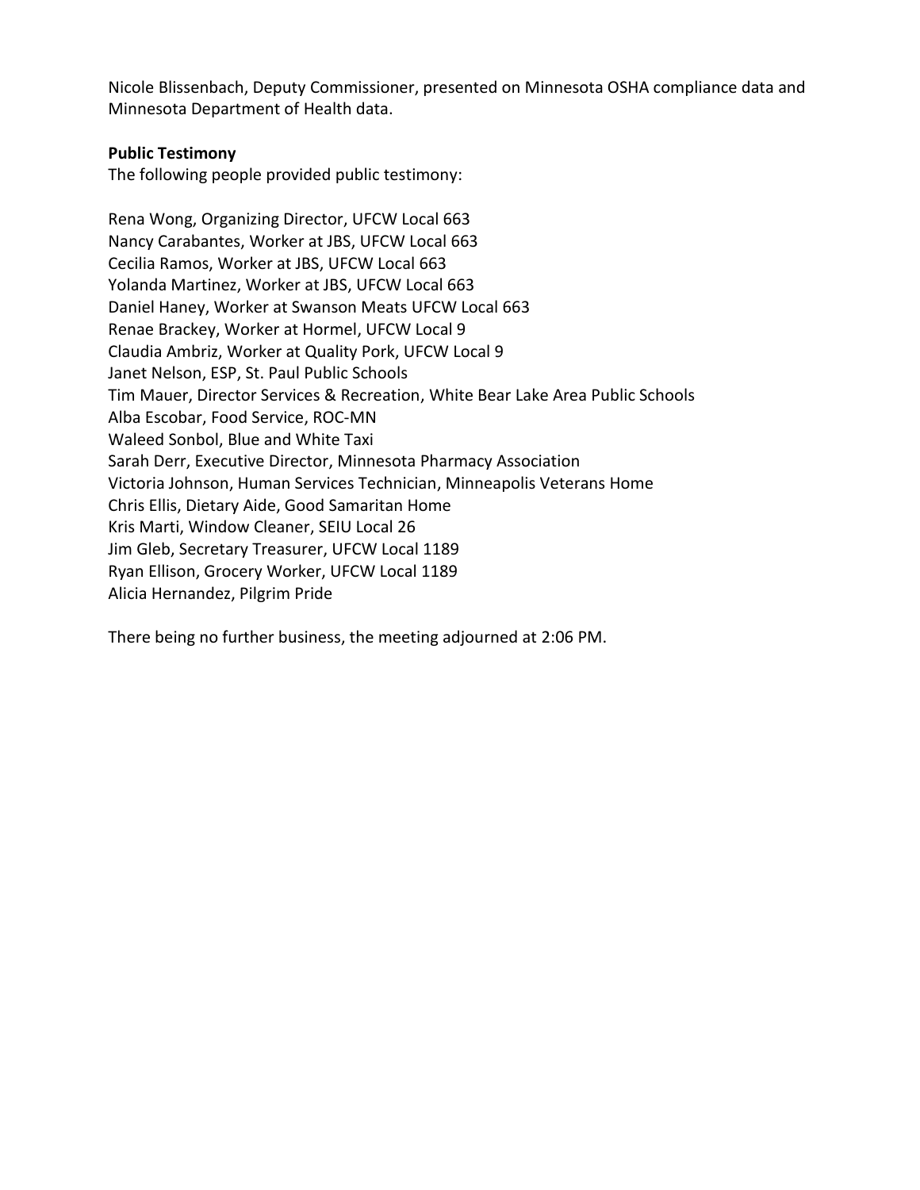Nicole Blissenbach, Deputy Commissioner, presented on Minnesota OSHA compliance data and Minnesota Department of Health data.

**Public Testimony**

The following people provided public testimony:

Rena Wong, Organizing Director, UFCW Local 663  
Nancy Carabantes, Worker at JBS, UFCW Local 663  
Cecilia Ramos, Worker at JBS, UFCW Local 663  
Yolanda Martinez, Worker at JBS, UFCW Local 663  
Daniel Haney, Worker at Swanson Meats UFCW Local 663  
Renae Brackey, Worker at Hormel, UFCW Local 9  
Claudia Ambriz, Worker at Quality Pork, UFCW Local 9  
Janet Nelson, ESP, St. Paul Public Schools  
Tim Mauer, Director Services & Recreation, White Bear Lake Area Public Schools  
Alba Escobar, Food Service, ROC-MN  
Waleed Sonbol, Blue and White Taxi  
Sarah Derr, Executive Director, Minnesota Pharmacy Association  
Victoria Johnson, Human Services Technician, Minneapolis Veterans Home  
Chris Ellis, Dietary Aide, Good Samaritan Home  
Kris Marti, Window Cleaner, SEIU Local 26  
Jim Gleb, Secretary Treasurer, UFCW Local 1189  
Ryan Ellison, Grocery Worker, UFCW Local 1189  
Alicia Hernandez, Pilgrim Pride

There being no further business, the meeting adjourned at 2:06 PM.